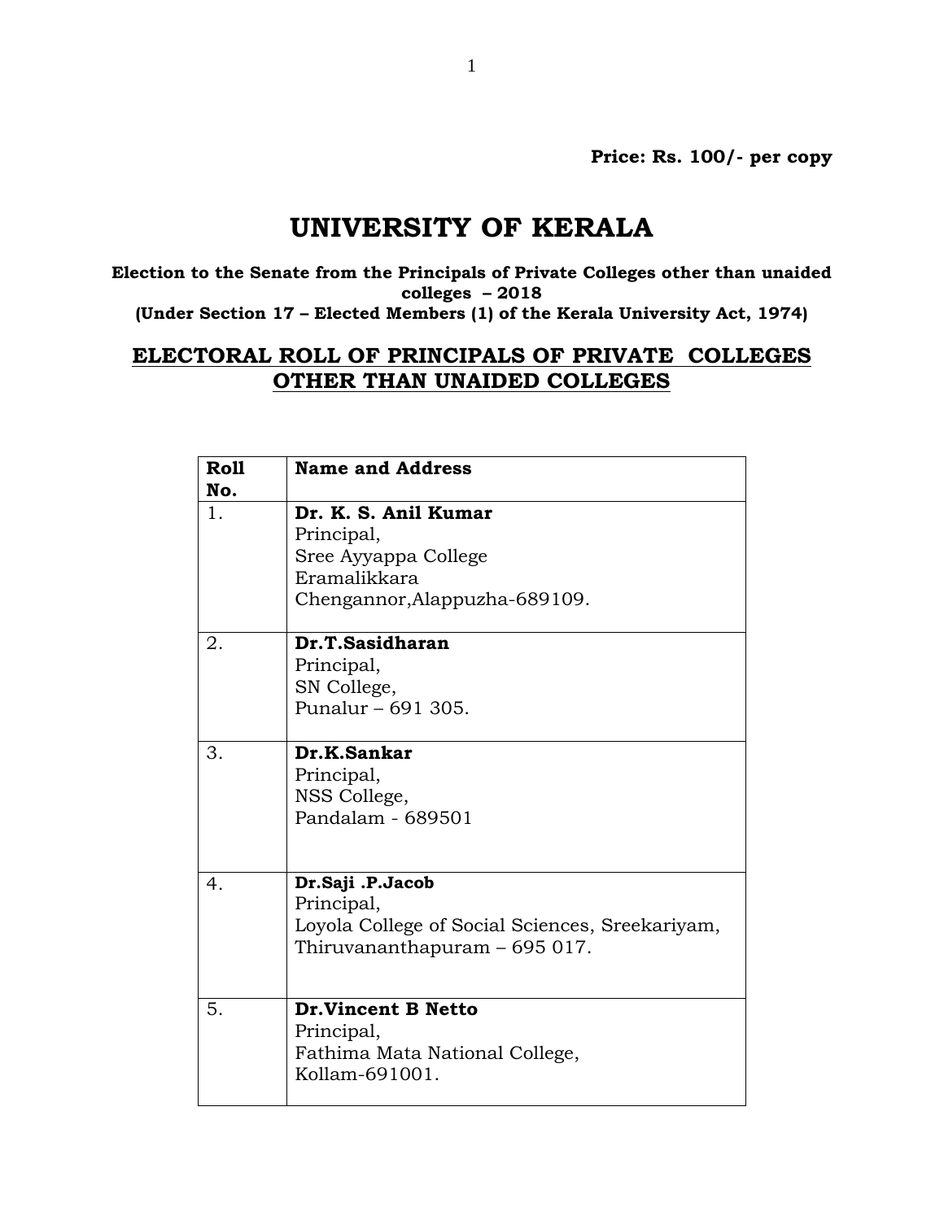**Price: Rs. 100/- per copy**

# UNIVERSITY OF KERALA

**Election to the Senate from the Principals of Private Colleges other than unaided colleges – 2018**
**(Under Section 17 – Elected Members (1) of the Kerala University Act, 1974)**

## ELECTORAL ROLL OF PRINCIPALS OF PRIVATE COLLEGES OTHER THAN UNAIDED COLLEGES

| Roll No. | Name and Address |
|---|---|
| 1. | **Dr. K. S. Anil Kumar**<br>Principal,<br>Sree Ayyappa College<br>Eramalikkara<br>Chengannor,Alappuzha-689109. |
| 2. | **Dr.T.Sasidharan**<br>Principal,<br>SN College,<br>Punalur – 691 305. |
| 3. | **Dr.K.Sankar**<br>Principal,<br>NSS College,<br>Pandalam - 689501 |
| 4. | **Dr.Saji .P.Jacob**<br>Principal,<br>Loyola College of Social Sciences, Sreekariyam,<br>Thiruvananthapuram – 695 017. |
| 5. | **Dr.Vincent B Netto**<br>Principal,<br>Fathima Mata National College,<br>Kollam-691001. |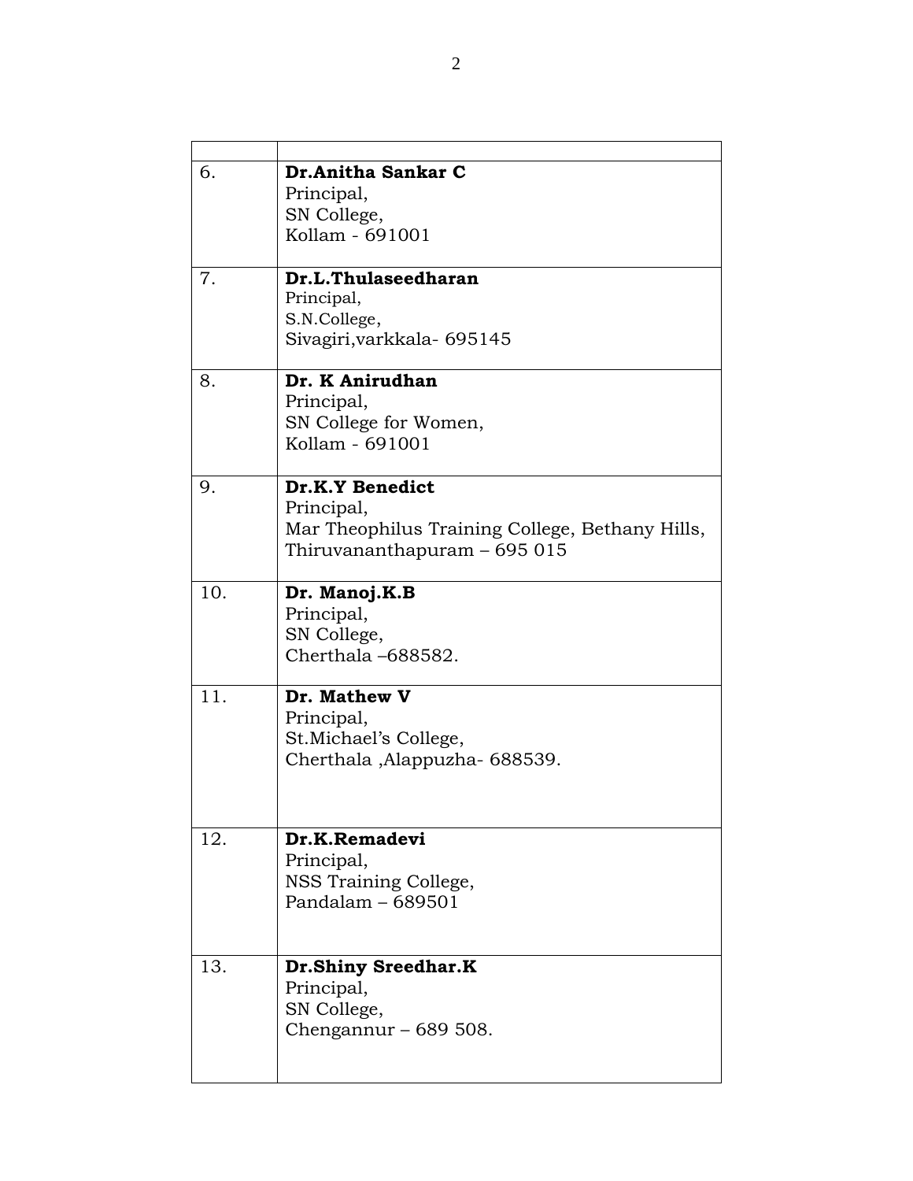| | |
|---|---|
| 6. | **Dr.Anitha Sankar C**<br>Principal,<br>SN College,<br>Kollam - 691001 |
| 7. | **Dr.L.Thulaseedharan**<br>Principal,<br>S.N.College,<br>Sivagiri,varkkala- 695145 |
| 8. | **Dr. K Anirudhan**<br>Principal,<br>SN College for Women,<br>Kollam - 691001 |
| 9. | **Dr.K.Y Benedict**<br>Principal,<br>Mar Theophilus Training College, Bethany Hills,<br>Thiruvananthapuram – 695 015 |
| 10. | **Dr. Manoj.K.B**<br>Principal,<br>SN College,<br>Cherthala –688582. |
| 11. | **Dr. Mathew V**<br>Principal,<br>St.Michael's College,<br>Cherthala ,Alappuzha- 688539. |
| 12. | **Dr.K.Remadevi**<br>Principal,<br>NSS Training College,<br>Pandalam – 689501 |
| 13. | **Dr.Shiny Sreedhar.K**<br>Principal,<br>SN College,<br>Chengannur – 689 508. |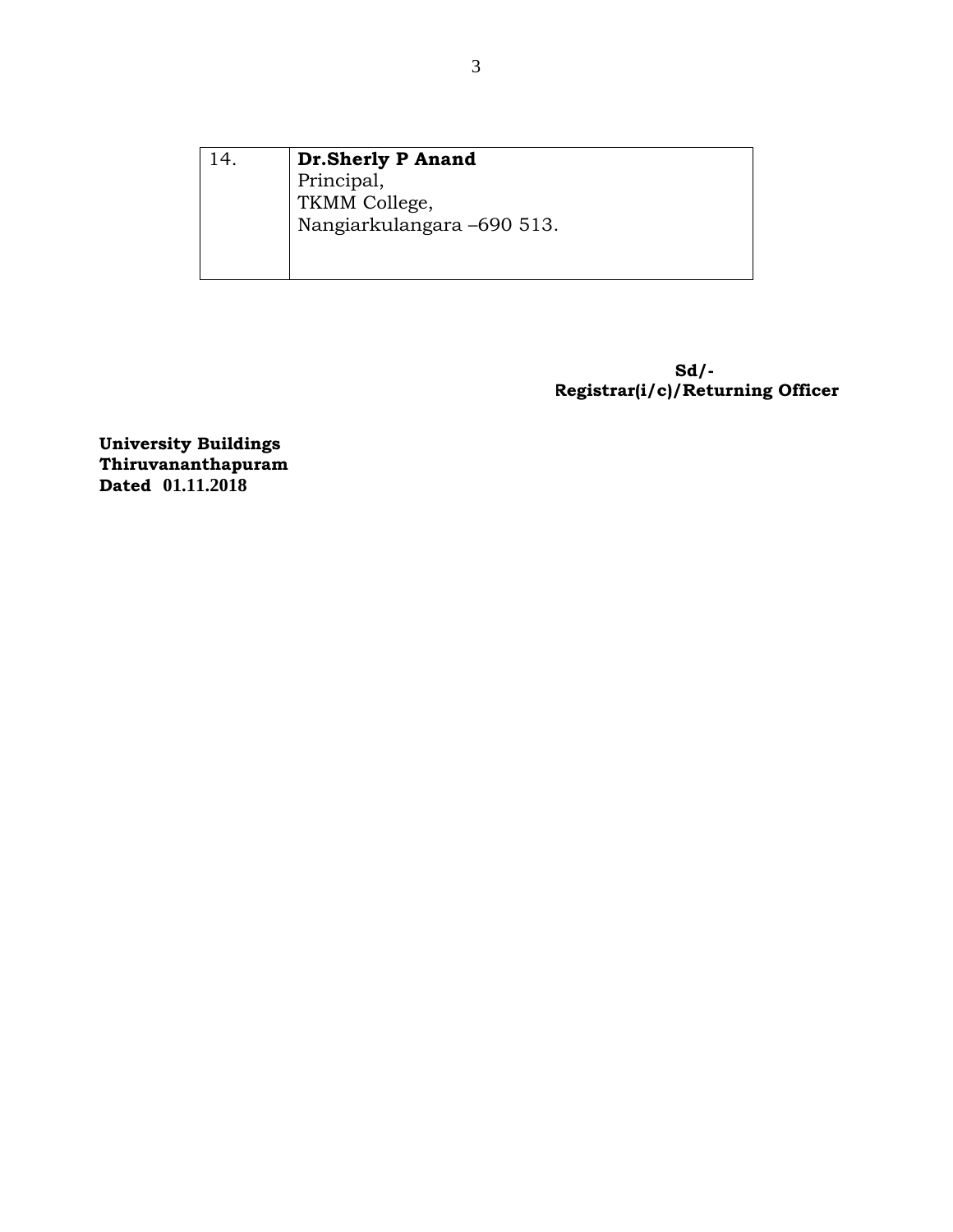| | |
|---|---|
| 14. | **Dr.Sherly P Anand**<br>Principal,<br>TKMM College,<br>Nangiarkulangara –690 513. |

**Sd/-**
**Registrar(i/c)/Returning Officer**

**University Buildings**
**Thiruvananthapuram**
**Dated 01.11.2018**